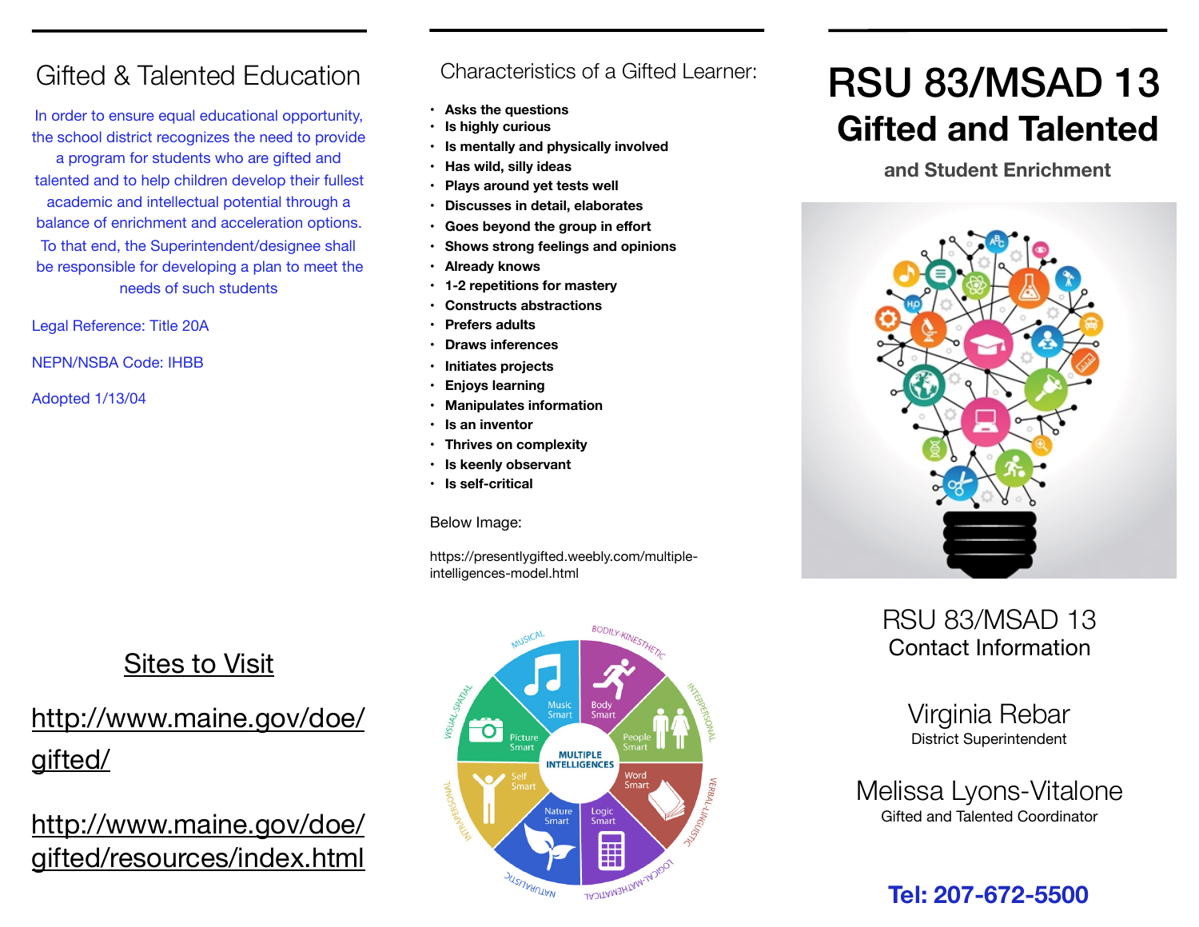# Gifted & Talented Education

In order to ensure equal educational opportunity, the school district recognizes the need to provide a program for students who are gifted and talented and to help children develop their fullest academic and intellectual potential through a balance of enrichment and acceleration options. To that end, the Superintendent/designee shall be responsible for developing a plan to meet the needs of such students

Legal Reference: Title 20A

NEPN/NSBA Code: IHBB

Adopted 1/13/04

## Sites to Visit

http://www.maine.gov/doe/gifted/

http://www.maine.gov/doe/gifted/resources/index.html

## Characteristics of a Gifted Learner:

- **Asks the questions**
- **Is highly curious**
- **Is mentally and physically involved**
- **Has wild, silly ideas**
- **Plays around yet tests well**
- **Discusses in detail, elaborates**
- **Goes beyond the group in effort**
- **Shows strong feelings and opinions**
- **Already knows**
- **1-2 repetitions for mastery**
- **Constructs abstractions**
- **Prefers adults**
- **Draws inferences**
- **Initiates projects**
- **Enjoys learning**
- **Manipulates information**
- **Is an inventor**
- **Thrives on complexity**
- **Is keenly observant**
- **Is self-critical**

Below Image:

https://presentlygifted.weebly.com/multiple-intelligences-model.html

# RSU 83/MSAD 13
## Gifted and Talented
### and Student Enrichment

RSU 83/MSAD 13
Contact Information

Virginia Rebar
District Superintendent

Melissa Lyons-Vitalone
Gifted and Talented Coordinator

**Tel: 207-672-5500**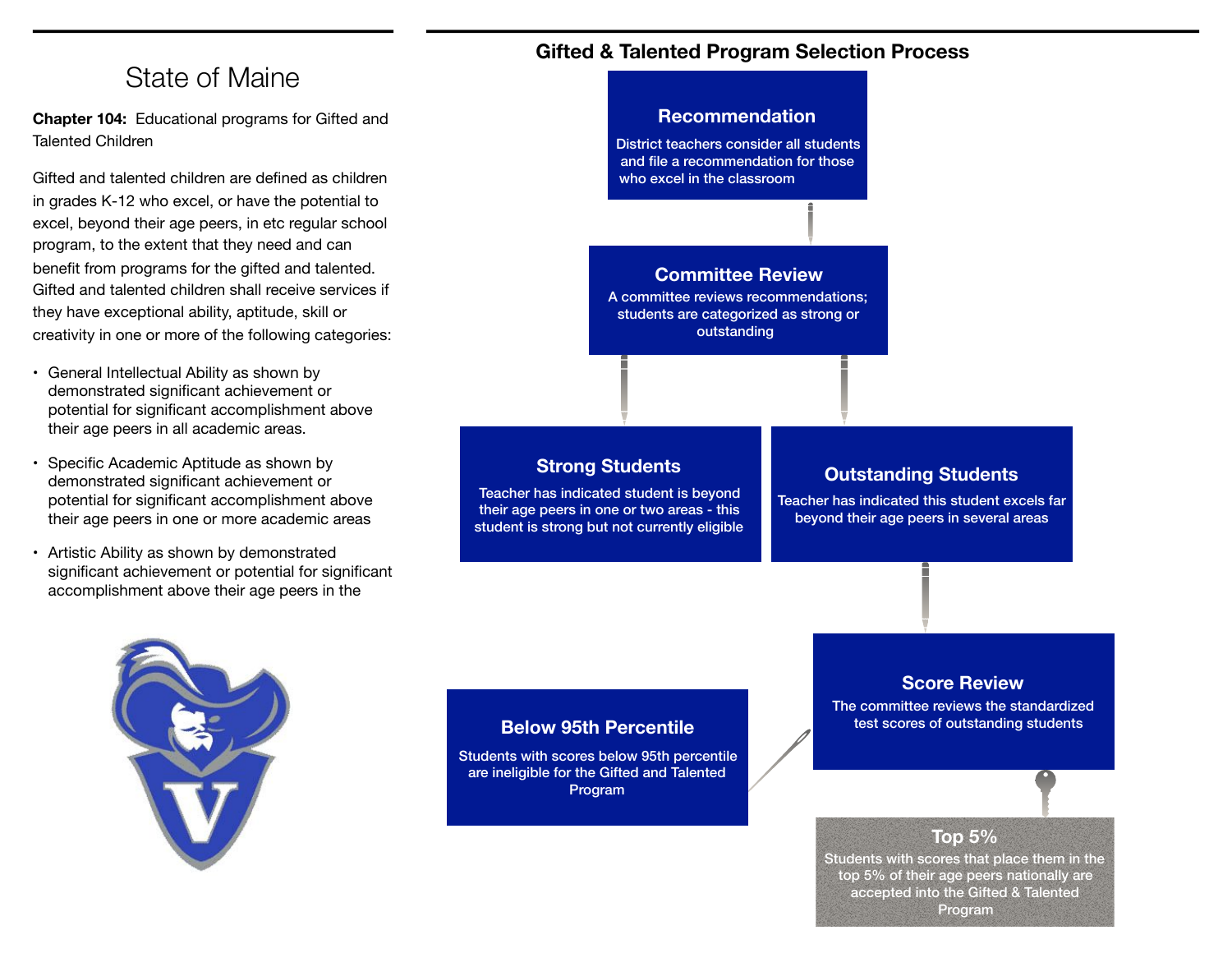# State of Maine

**Chapter 104:** Educational programs for Gifted and Talented Children

Gifted and talented children are defined as children in grades K-12 who excel, or have the potential to excel, beyond their age peers, in etc regular school program, to the extent that they need and can benefit from programs for the gifted and talented. Gifted and talented children shall receive services if they have exceptional ability, aptitude, skill or creativity in one or more of the following categories:

- General Intellectual Ability as shown by demonstrated significant achievement or potential for significant accomplishment above their age peers in all academic areas.
- Specific Academic Aptitude as shown by demonstrated significant achievement or potential for significant accomplishment above their age peers in one or more academic areas
- Artistic Ability as shown by demonstrated significant achievement or potential for significant accomplishment above their age peers in the

## Gifted & Talented Program Selection Process

### Recommendation

District teachers consider all students and file a recommendation for those who excel in the classroom

### Committee Review

A committee reviews recommendations; students are categorized as strong or outstanding

### Strong Students

Teacher has indicated student is beyond their age peers in one or two areas - this student is strong but not currently eligible

### Outstanding Students

Teacher has indicated this student excels far beyond their age peers in several areas

### Score Review

The committee reviews the standardized test scores of outstanding students

### Below 95th Percentile

Students with scores below 95th percentile are ineligible for the Gifted and Talented Program

### Top 5%

Students with scores that place them in the top 5% of their age peers nationally are accepted into the Gifted & Talented Program